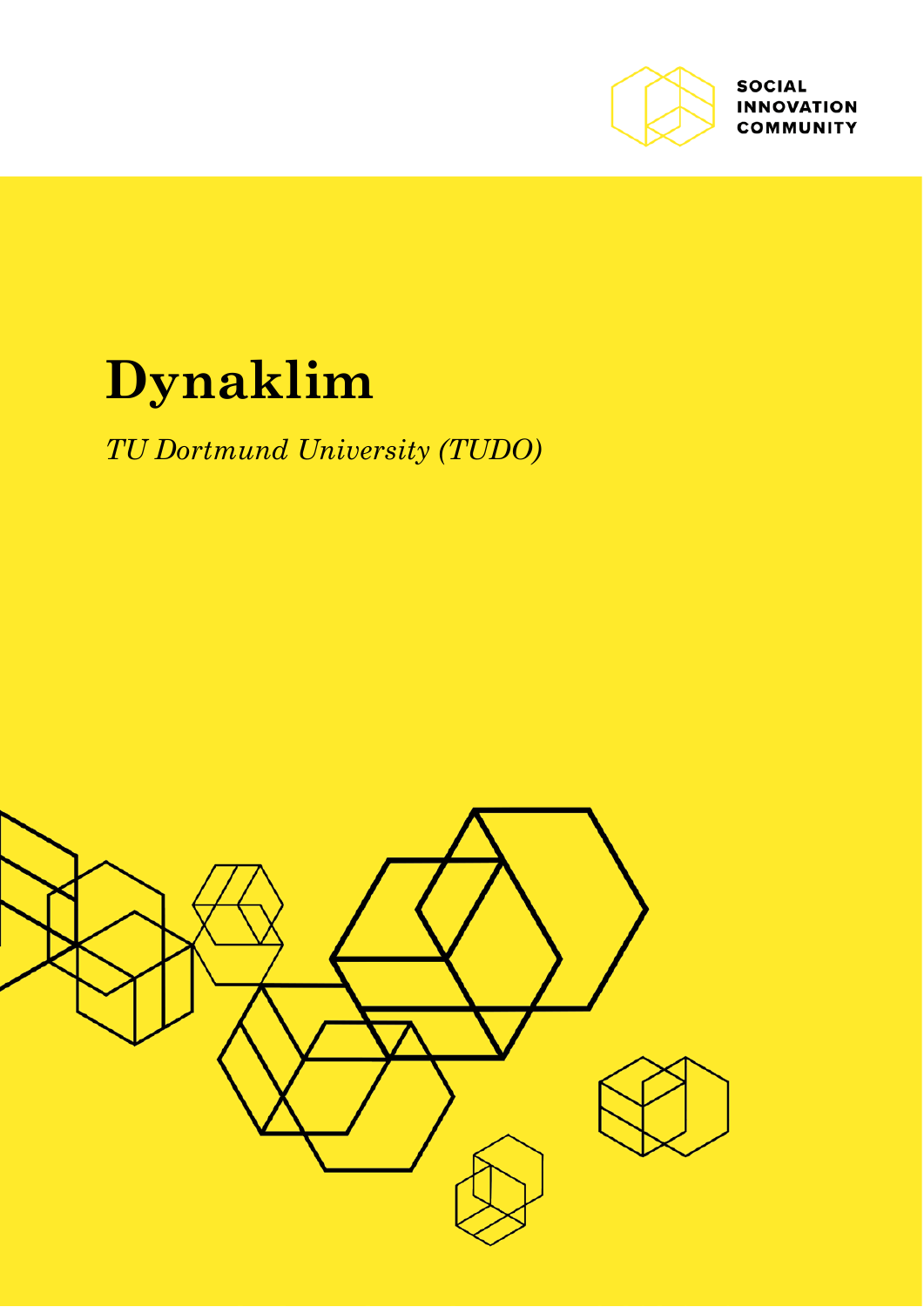SOCIAL INNOVATION COMMUNITY

# Dynaklim

*TU Dortmund University (TUDO)*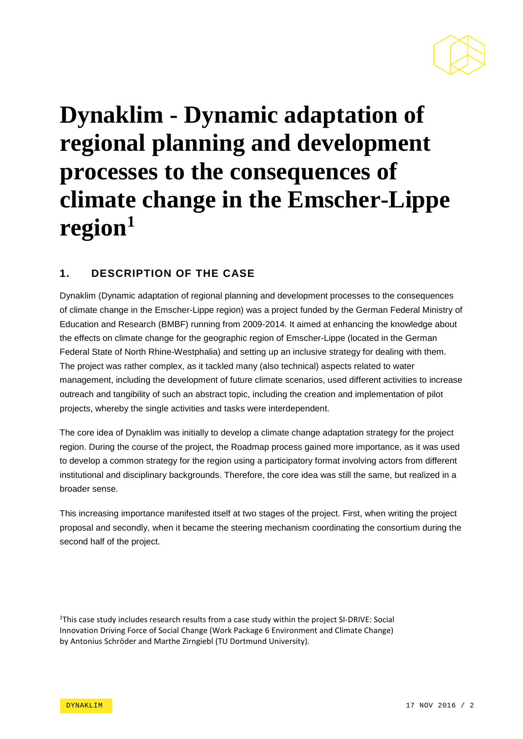# Dynaklim - Dynamic adaptation of regional planning and development processes to the consequences of climate change in the Emscher-Lippe region[1]

## 1. DESCRIPTION OF THE CASE

Dynaklim (Dynamic adaptation of regional planning and development processes to the consequences of climate change in the Emscher-Lippe region) was a project funded by the German Federal Ministry of Education and Research (BMBF) running from 2009-2014. It aimed at enhancing the knowledge about the effects on climate change for the geographic region of Emscher-Lippe (located in the German Federal State of North Rhine-Westphalia) and setting up an inclusive strategy for dealing with them. The project was rather complex, as it tackled many (also technical) aspects related to water management, including the development of future climate scenarios, used different activities to increase outreach and tangibility of such an abstract topic, including the creation and implementation of pilot projects, whereby the single activities and tasks were interdependent.

The core idea of Dynaklim was initially to develop a climate change adaptation strategy for the project region. During the course of the project, the Roadmap process gained more importance, as it was used to develop a common strategy for the region using a participatory format involving actors from different institutional and disciplinary backgrounds. Therefore, the core idea was still the same, but realized in a broader sense.

This increasing importance manifested itself at two stages of the project. First, when writing the project proposal and secondly, when it became the steering mechanism coordinating the consortium during the second half of the project.

[1]This case study includes research results from a case study within the project SI-DRIVE: Social Innovation Driving Force of Social Change (Work Package 6 Environment and Climate Change) by Antonius Schröder and Marthe Zirngiebl (TU Dortmund University).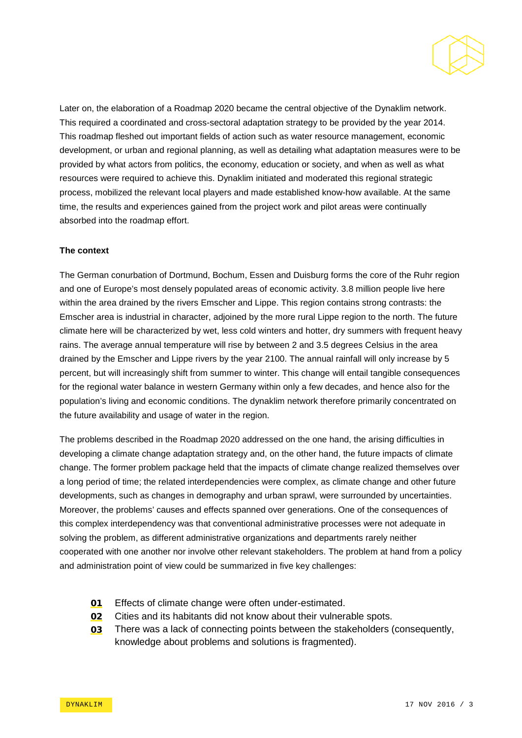Later on, the elaboration of a Roadmap 2020 became the central objective of the Dynaklim network. This required a coordinated and cross-sectoral adaptation strategy to be provided by the year 2014. This roadmap fleshed out important fields of action such as water resource management, economic development, or urban and regional planning, as well as detailing what adaptation measures were to be provided by what actors from politics, the economy, education or society, and when as well as what resources were required to achieve this. Dynaklim initiated and moderated this regional strategic process, mobilized the relevant local players and made established know-how available. At the same time, the results and experiences gained from the project work and pilot areas were continually absorbed into the roadmap effort.

**The context**

The German conurbation of Dortmund, Bochum, Essen and Duisburg forms the core of the Ruhr region and one of Europe's most densely populated areas of economic activity. 3.8 million people live here within the area drained by the rivers Emscher and Lippe. This region contains strong contrasts: the Emscher area is industrial in character, adjoined by the more rural Lippe region to the north. The future climate here will be characterized by wet, less cold winters and hotter, dry summers with frequent heavy rains. The average annual temperature will rise by between 2 and 3.5 degrees Celsius in the area drained by the Emscher and Lippe rivers by the year 2100. The annual rainfall will only increase by 5 percent, but will increasingly shift from summer to winter. This change will entail tangible consequences for the regional water balance in western Germany within only a few decades, and hence also for the population's living and economic conditions. The dynaklim network therefore primarily concentrated on the future availability and usage of water in the region.

The problems described in the Roadmap 2020 addressed on the one hand, the arising difficulties in developing a climate change adaptation strategy and, on the other hand, the future impacts of climate change. The former problem package held that the impacts of climate change realized themselves over a long period of time; the related interdependencies were complex, as climate change and other future developments, such as changes in demography and urban sprawl, were surrounded by uncertainties. Moreover, the problems' causes and effects spanned over generations. One of the consequences of this complex interdependency was that conventional administrative processes were not adequate in solving the problem, as different administrative organizations and departments rarely neither cooperated with one another nor involve other relevant stakeholders. The problem at hand from a policy and administration point of view could be summarized in five key challenges:

- **01** Effects of climate change were often under-estimated.
- **02** Cities and its habitants did not know about their vulnerable spots.
- **03** There was a lack of connecting points between the stakeholders (consequently, knowledge about problems and solutions is fragmented).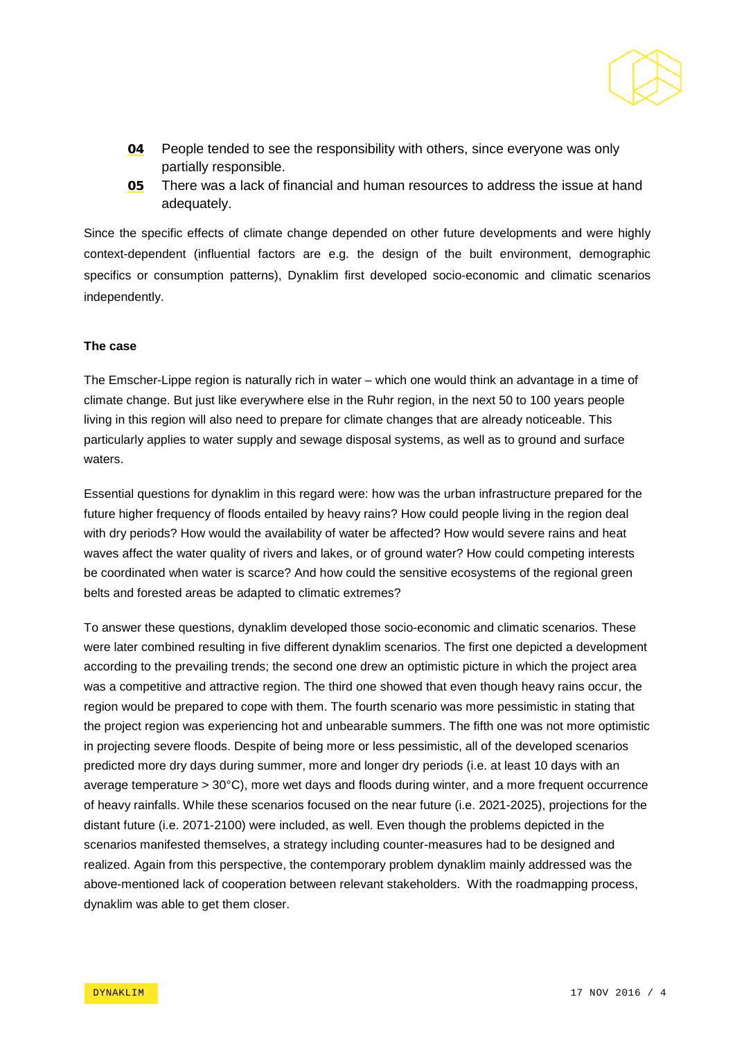**04** People tended to see the responsibility with others, since everyone was only partially responsible.

**05** There was a lack of financial and human resources to address the issue at hand adequately.

Since the specific effects of climate change depended on other future developments and were highly context-dependent (influential factors are e.g. the design of the built environment, demographic specifics or consumption patterns), Dynaklim first developed socio-economic and climatic scenarios independently.

**The case**

The Emscher-Lippe region is naturally rich in water – which one would think an advantage in a time of climate change. But just like everywhere else in the Ruhr region, in the next 50 to 100 years people living in this region will also need to prepare for climate changes that are already noticeable. This particularly applies to water supply and sewage disposal systems, as well as to ground and surface waters.

Essential questions for dynaklim in this regard were: how was the urban infrastructure prepared for the future higher frequency of floods entailed by heavy rains? How could people living in the region deal with dry periods? How would the availability of water be affected? How would severe rains and heat waves affect the water quality of rivers and lakes, or of ground water? How could competing interests be coordinated when water is scarce? And how could the sensitive ecosystems of the regional green belts and forested areas be adapted to climatic extremes?

To answer these questions, dynaklim developed those socio-economic and climatic scenarios. These were later combined resulting in five different dynaklim scenarios. The first one depicted a development according to the prevailing trends; the second one drew an optimistic picture in which the project area was a competitive and attractive region. The third one showed that even though heavy rains occur, the region would be prepared to cope with them. The fourth scenario was more pessimistic in stating that the project region was experiencing hot and unbearable summers. The fifth one was not more optimistic in projecting severe floods. Despite of being more or less pessimistic, all of the developed scenarios predicted more dry days during summer, more and longer dry periods (i.e. at least 10 days with an average temperature > 30°C), more wet days and floods during winter, and a more frequent occurrence of heavy rainfalls. While these scenarios focused on the near future (i.e. 2021-2025), projections for the distant future (i.e. 2071-2100) were included, as well. Even though the problems depicted in the scenarios manifested themselves, a strategy including counter-measures had to be designed and realized. Again from this perspective, the contemporary problem dynaklim mainly addressed was the above-mentioned lack of cooperation between relevant stakeholders. With the roadmapping process, dynaklim was able to get them closer.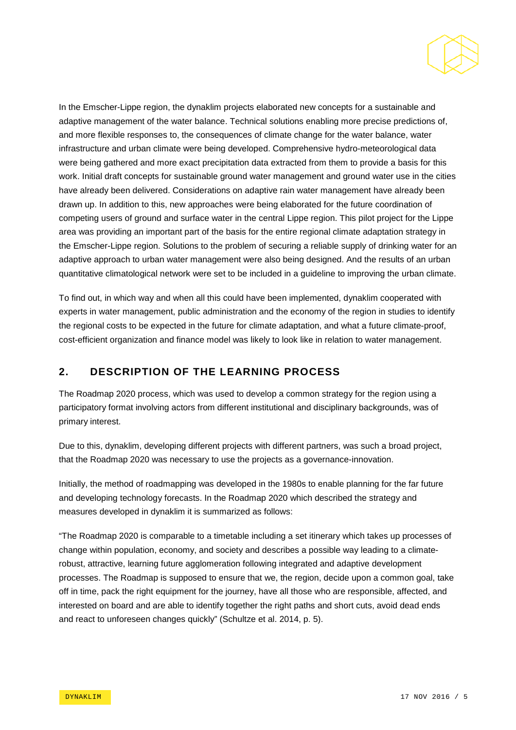In the Emscher-Lippe region, the dynaklim projects elaborated new concepts for a sustainable and adaptive management of the water balance. Technical solutions enabling more precise predictions of, and more flexible responses to, the consequences of climate change for the water balance, water infrastructure and urban climate were being developed. Comprehensive hydro-meteorological data were being gathered and more exact precipitation data extracted from them to provide a basis for this work. Initial draft concepts for sustainable ground water management and ground water use in the cities have already been delivered. Considerations on adaptive rain water management have already been drawn up. In addition to this, new approaches were being elaborated for the future coordination of competing users of ground and surface water in the central Lippe region. This pilot project for the Lippe area was providing an important part of the basis for the entire regional climate adaptation strategy in the Emscher-Lippe region. Solutions to the problem of securing a reliable supply of drinking water for an adaptive approach to urban water management were also being designed. And the results of an urban quantitative climatological network were set to be included in a guideline to improving the urban climate.

To find out, in which way and when all this could have been implemented, dynaklim cooperated with experts in water management, public administration and the economy of the region in studies to identify the regional costs to be expected in the future for climate adaptation, and what a future climate-proof, cost-efficient organization and finance model was likely to look like in relation to water management.

## 2. DESCRIPTION OF THE LEARNING PROCESS

The Roadmap 2020 process, which was used to develop a common strategy for the region using a participatory format involving actors from different institutional and disciplinary backgrounds, was of primary interest.

Due to this, dynaklim, developing different projects with different partners, was such a broad project, that the Roadmap 2020 was necessary to use the projects as a governance-innovation.

Initially, the method of roadmapping was developed in the 1980s to enable planning for the far future and developing technology forecasts. In the Roadmap 2020 which described the strategy and measures developed in dynaklim it is summarized as follows:

"The Roadmap 2020 is comparable to a timetable including a set itinerary which takes up processes of change within population, economy, and society and describes a possible way leading to a climate-robust, attractive, learning future agglomeration following integrated and adaptive development processes. The Roadmap is supposed to ensure that we, the region, decide upon a common goal, take off in time, pack the right equipment for the journey, have all those who are responsible, affected, and interested on board and are able to identify together the right paths and short cuts, avoid dead ends and react to unforeseen changes quickly" (Schultze et al. 2014, p. 5).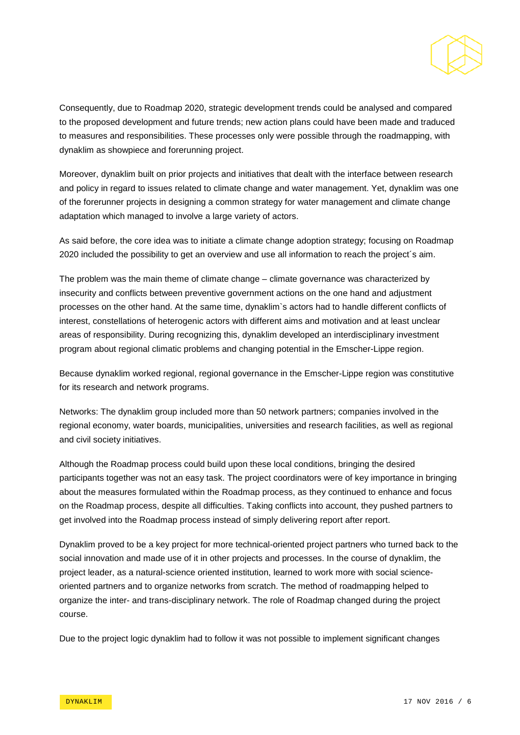Consequently, due to Roadmap 2020, strategic development trends could be analysed and compared to the proposed development and future trends; new action plans could have been made and traduced to measures and responsibilities. These processes only were possible through the roadmapping, with dynaklim as showpiece and forerunning project.

Moreover, dynaklim built on prior projects and initiatives that dealt with the interface between research and policy in regard to issues related to climate change and water management. Yet, dynaklim was one of the forerunner projects in designing a common strategy for water management and climate change adaptation which managed to involve a large variety of actors.

As said before, the core idea was to initiate a climate change adoption strategy; focusing on Roadmap 2020 included the possibility to get an overview and use all information to reach the project´s aim.

The problem was the main theme of climate change – climate governance was characterized by insecurity and conflicts between preventive government actions on the one hand and adjustment processes on the other hand. At the same time, dynaklim`s actors had to handle different conflicts of interest, constellations of heterogenic actors with different aims and motivation and at least unclear areas of responsibility. During recognizing this, dynaklim developed an interdisciplinary investment program about regional climatic problems and changing potential in the Emscher-Lippe region.

Because dynaklim worked regional, regional governance in the Emscher-Lippe region was constitutive for its research and network programs.

Networks: The dynaklim group included more than 50 network partners; companies involved in the regional economy, water boards, municipalities, universities and research facilities, as well as regional and civil society initiatives.

Although the Roadmap process could build upon these local conditions, bringing the desired participants together was not an easy task. The project coordinators were of key importance in bringing about the measures formulated within the Roadmap process, as they continued to enhance and focus on the Roadmap process, despite all difficulties. Taking conflicts into account, they pushed partners to get involved into the Roadmap process instead of simply delivering report after report.

Dynaklim proved to be a key project for more technical-oriented project partners who turned back to the social innovation and made use of it in other projects and processes. In the course of dynaklim, the project leader, as a natural-science oriented institution, learned to work more with social science-oriented partners and to organize networks from scratch. The method of roadmapping helped to organize the inter- and trans-disciplinary network. The role of Roadmap changed during the project course.

Due to the project logic dynaklim had to follow it was not possible to implement significant changes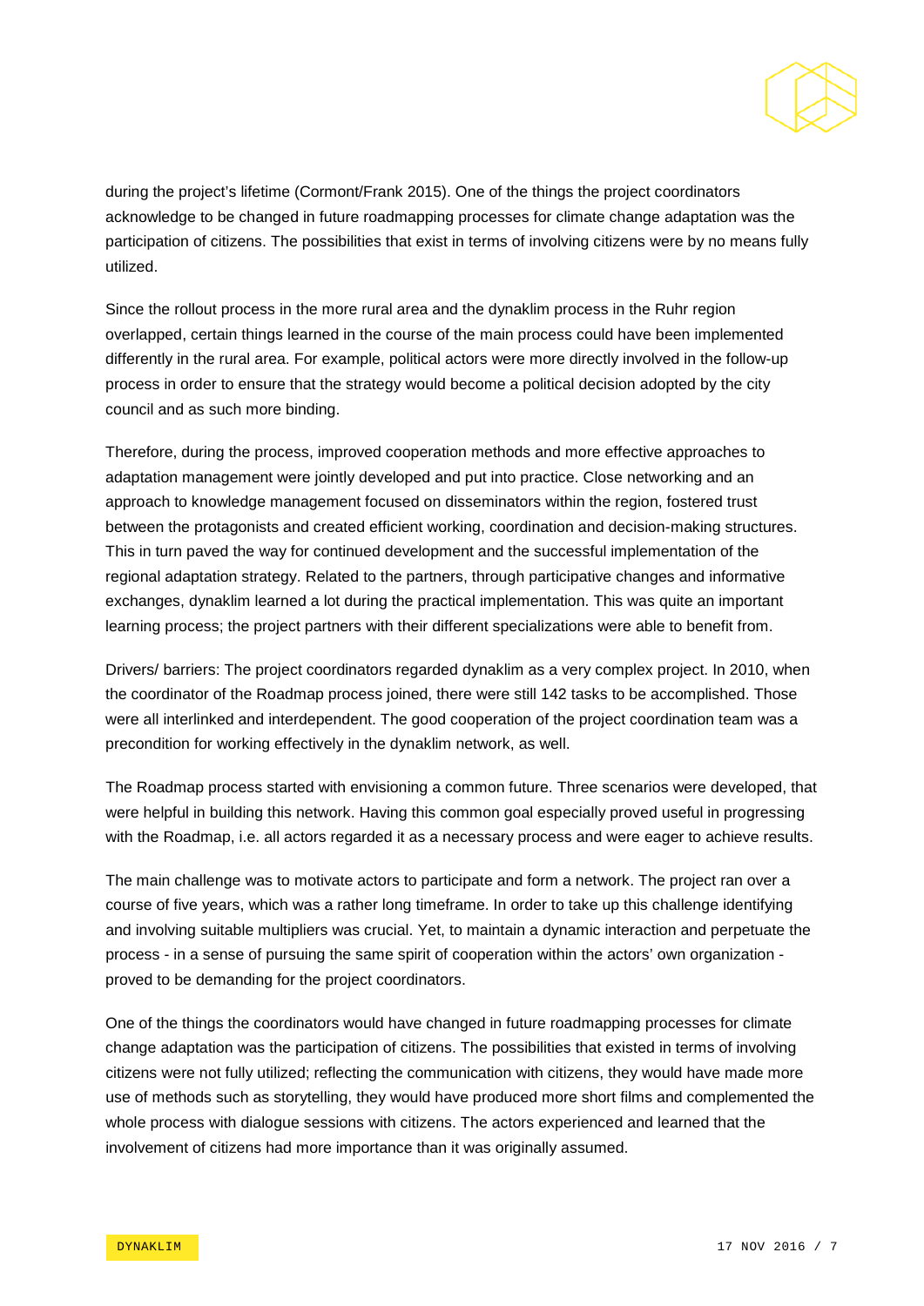during the project's lifetime (Cormont/Frank 2015). One of the things the project coordinators acknowledge to be changed in future roadmapping processes for climate change adaptation was the participation of citizens. The possibilities that exist in terms of involving citizens were by no means fully utilized.

Since the rollout process in the more rural area and the dynaklim process in the Ruhr region overlapped, certain things learned in the course of the main process could have been implemented differently in the rural area. For example, political actors were more directly involved in the follow-up process in order to ensure that the strategy would become a political decision adopted by the city council and as such more binding.

Therefore, during the process, improved cooperation methods and more effective approaches to adaptation management were jointly developed and put into practice. Close networking and an approach to knowledge management focused on disseminators within the region, fostered trust between the protagonists and created efficient working, coordination and decision-making structures. This in turn paved the way for continued development and the successful implementation of the regional adaptation strategy. Related to the partners, through participative changes and informative exchanges, dynaklim learned a lot during the practical implementation. This was quite an important learning process; the project partners with their different specializations were able to benefit from.

Drivers/ barriers: The project coordinators regarded dynaklim as a very complex project. In 2010, when the coordinator of the Roadmap process joined, there were still 142 tasks to be accomplished. Those were all interlinked and interdependent. The good cooperation of the project coordination team was a precondition for working effectively in the dynaklim network, as well.

The Roadmap process started with envisioning a common future. Three scenarios were developed, that were helpful in building this network. Having this common goal especially proved useful in progressing with the Roadmap, i.e. all actors regarded it as a necessary process and were eager to achieve results.

The main challenge was to motivate actors to participate and form a network. The project ran over a course of five years, which was a rather long timeframe. In order to take up this challenge identifying and involving suitable multipliers was crucial. Yet, to maintain a dynamic interaction and perpetuate the process - in a sense of pursuing the same spirit of cooperation within the actors' own organization - proved to be demanding for the project coordinators.

One of the things the coordinators would have changed in future roadmapping processes for climate change adaptation was the participation of citizens. The possibilities that existed in terms of involving citizens were not fully utilized; reflecting the communication with citizens, they would have made more use of methods such as storytelling, they would have produced more short films and complemented the whole process with dialogue sessions with citizens. The actors experienced and learned that the involvement of citizens had more importance than it was originally assumed.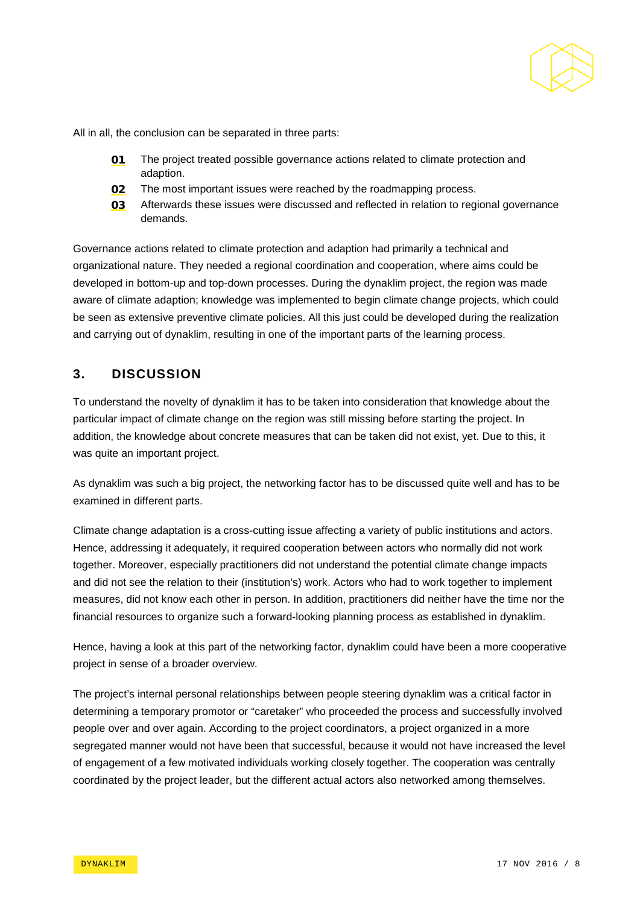All in all, the conclusion can be separated in three parts:

**01** The project treated possible governance actions related to climate protection and adaption.
**02** The most important issues were reached by the roadmapping process.
**03** Afterwards these issues were discussed and reflected in relation to regional governance demands.

Governance actions related to climate protection and adaption had primarily a technical and organizational nature. They needed a regional coordination and cooperation, where aims could be developed in bottom-up and top-down processes. During the dynaklim project, the region was made aware of climate adaption; knowledge was implemented to begin climate change projects, which could be seen as extensive preventive climate policies. All this just could be developed during the realization and carrying out of dynaklim, resulting in one of the important parts of the learning process.

## 3. DISCUSSION

To understand the novelty of dynaklim it has to be taken into consideration that knowledge about the particular impact of climate change on the region was still missing before starting the project. In addition, the knowledge about concrete measures that can be taken did not exist, yet. Due to this, it was quite an important project.

As dynaklim was such a big project, the networking factor has to be discussed quite well and has to be examined in different parts.

Climate change adaptation is a cross-cutting issue affecting a variety of public institutions and actors. Hence, addressing it adequately, it required cooperation between actors who normally did not work together. Moreover, especially practitioners did not understand the potential climate change impacts and did not see the relation to their (institution's) work. Actors who had to work together to implement measures, did not know each other in person. In addition, practitioners did neither have the time nor the financial resources to organize such a forward-looking planning process as established in dynaklim.

Hence, having a look at this part of the networking factor, dynaklim could have been a more cooperative project in sense of a broader overview.

The project's internal personal relationships between people steering dynaklim was a critical factor in determining a temporary promotor or "caretaker" who proceeded the process and successfully involved people over and over again. According to the project coordinators, a project organized in a more segregated manner would not have been that successful, because it would not have increased the level of engagement of a few motivated individuals working closely together. The cooperation was centrally coordinated by the project leader, but the different actual actors also networked among themselves.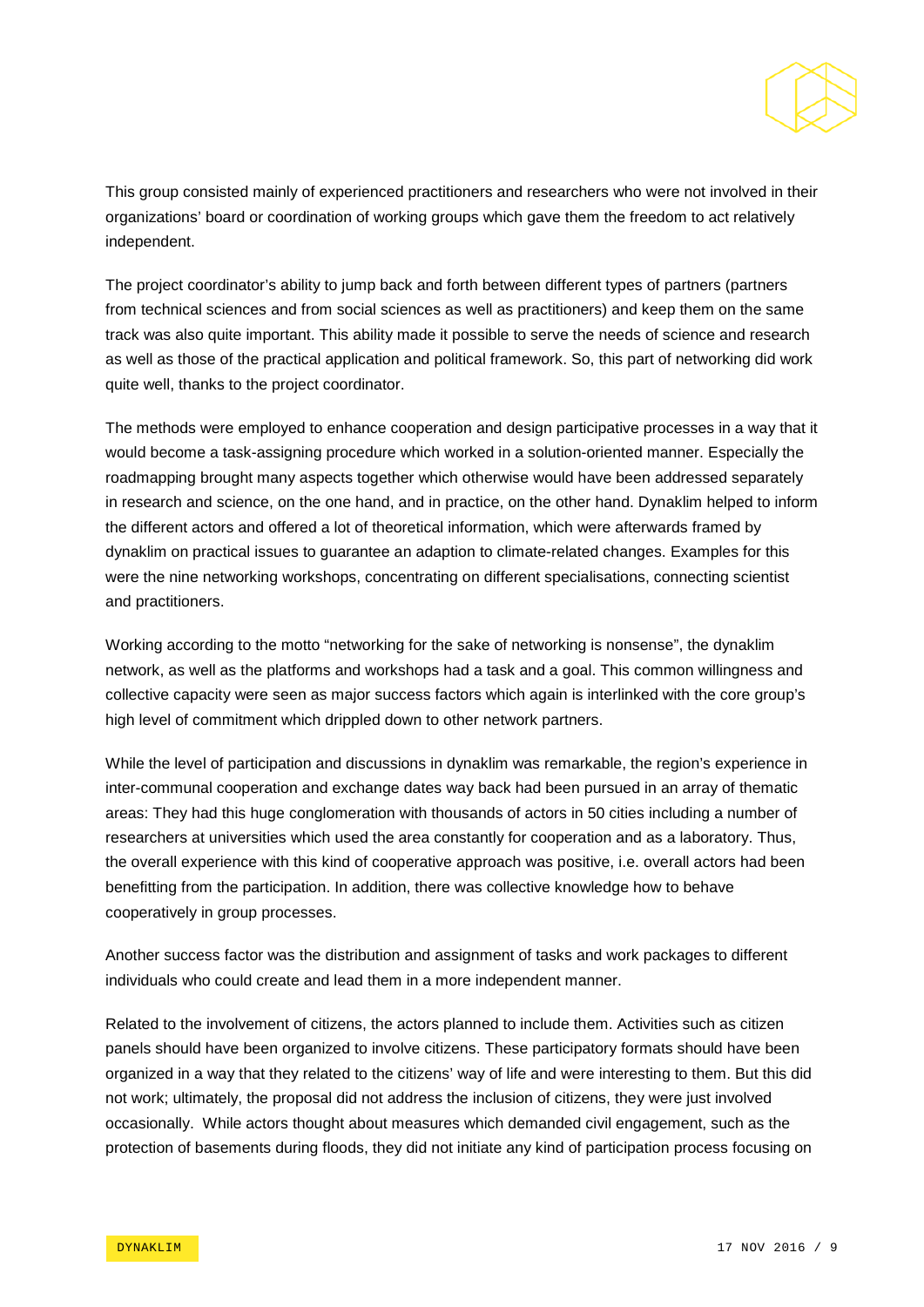This group consisted mainly of experienced practitioners and researchers who were not involved in their organizations' board or coordination of working groups which gave them the freedom to act relatively independent.

The project coordinator's ability to jump back and forth between different types of partners (partners from technical sciences and from social sciences as well as practitioners) and keep them on the same track was also quite important. This ability made it possible to serve the needs of science and research as well as those of the practical application and political framework. So, this part of networking did work quite well, thanks to the project coordinator.

The methods were employed to enhance cooperation and design participative processes in a way that it would become a task-assigning procedure which worked in a solution-oriented manner. Especially the roadmapping brought many aspects together which otherwise would have been addressed separately in research and science, on the one hand, and in practice, on the other hand. Dynaklim helped to inform the different actors and offered a lot of theoretical information, which were afterwards framed by dynaklim on practical issues to guarantee an adaption to climate-related changes. Examples for this were the nine networking workshops, concentrating on different specialisations, connecting scientist and practitioners.

Working according to the motto "networking for the sake of networking is nonsense", the dynaklim network, as well as the platforms and workshops had a task and a goal. This common willingness and collective capacity were seen as major success factors which again is interlinked with the core group's high level of commitment which drippled down to other network partners.

While the level of participation and discussions in dynaklim was remarkable, the region's experience in inter-communal cooperation and exchange dates way back had been pursued in an array of thematic areas: They had this huge conglomeration with thousands of actors in 50 cities including a number of researchers at universities which used the area constantly for cooperation and as a laboratory. Thus, the overall experience with this kind of cooperative approach was positive, i.e. overall actors had been benefitting from the participation. In addition, there was collective knowledge how to behave cooperatively in group processes.

Another success factor was the distribution and assignment of tasks and work packages to different individuals who could create and lead them in a more independent manner.

Related to the involvement of citizens, the actors planned to include them. Activities such as citizen panels should have been organized to involve citizens. These participatory formats should have been organized in a way that they related to the citizens' way of life and were interesting to them. But this did not work; ultimately, the proposal did not address the inclusion of citizens, they were just involved occasionally. While actors thought about measures which demanded civil engagement, such as the protection of basements during floods, they did not initiate any kind of participation process focusing on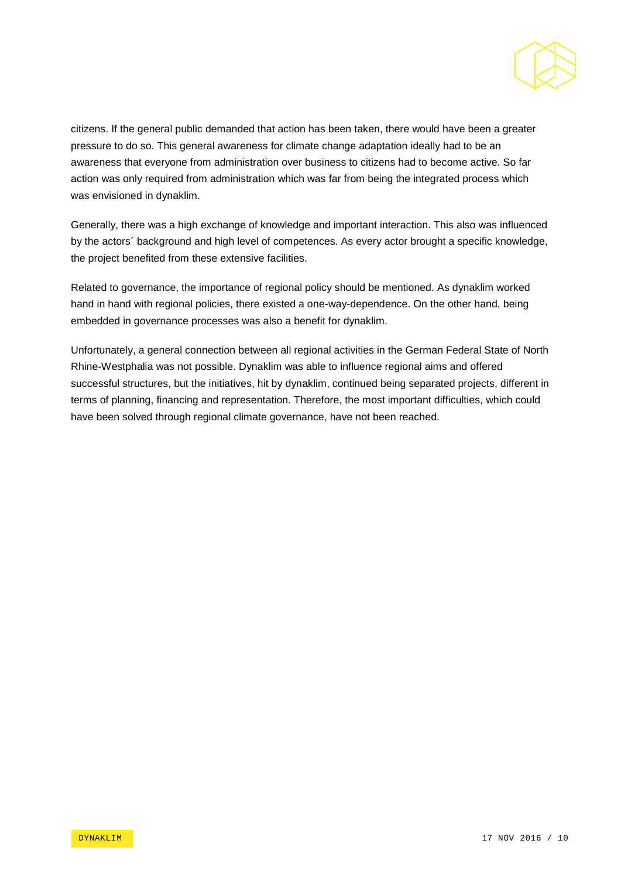citizens. If the general public demanded that action has been taken, there would have been a greater pressure to do so. This general awareness for climate change adaptation ideally had to be an awareness that everyone from administration over business to citizens had to become active. So far action was only required from administration which was far from being the integrated process which was envisioned in dynaklim.

Generally, there was a high exchange of knowledge and important interaction. This also was influenced by the actors´ background and high level of competences. As every actor brought a specific knowledge, the project benefited from these extensive facilities.

Related to governance, the importance of regional policy should be mentioned. As dynaklim worked hand in hand with regional policies, there existed a one-way-dependence. On the other hand, being embedded in governance processes was also a benefit for dynaklim.

Unfortunately, a general connection between all regional activities in the German Federal State of North Rhine-Westphalia was not possible. Dynaklim was able to influence regional aims and offered successful structures, but the initiatives, hit by dynaklim, continued being separated projects, different in terms of planning, financing and representation. Therefore, the most important difficulties, which could have been solved through regional climate governance, have not been reached.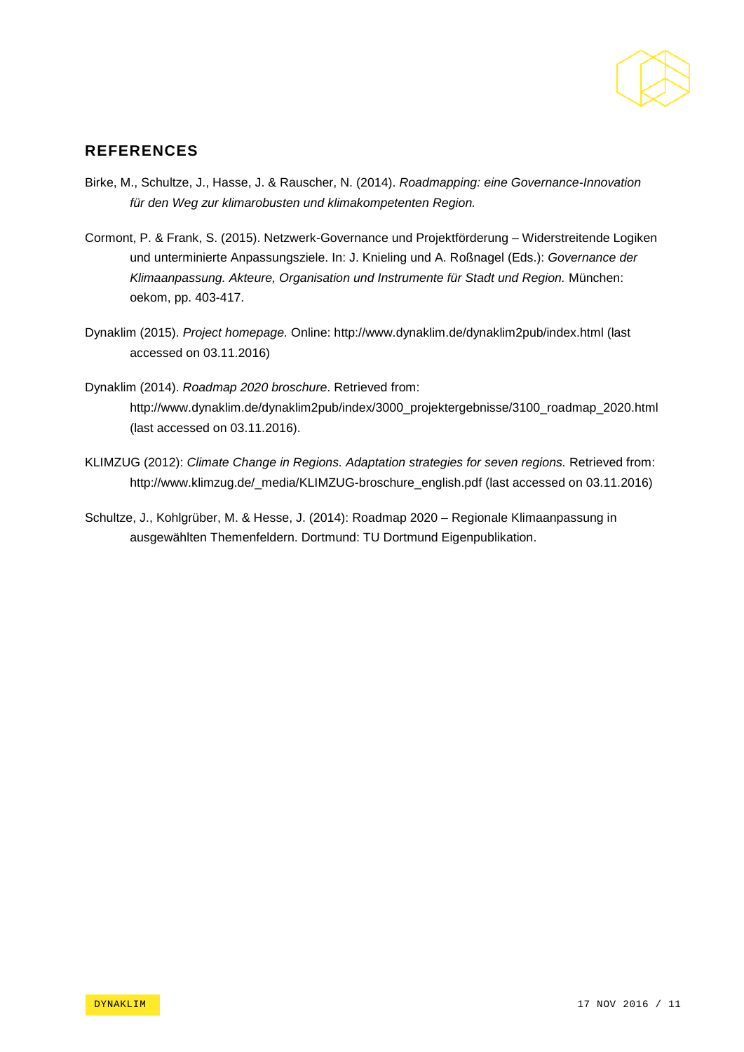## REFERENCES

Birke, M., Schultze, J., Hasse, J. & Rauscher, N. (2014). *Roadmapping: eine Governance-Innovation für den Weg zur klimarobusten und klimakompetenten Region.*

Cormont, P. & Frank, S. (2015). Netzwerk-Governance und Projektförderung – Widerstreitende Logiken und unterminierte Anpassungsziele. In: J. Knieling und A. Roßnagel (Eds.): *Governance der Klimaanpassung. Akteure, Organisation und Instrumente für Stadt und Region.* München: oekom, pp. 403-417.

Dynaklim (2015). *Project homepage.* Online: http://www.dynaklim.de/dynaklim2pub/index.html (last accessed on 03.11.2016)

Dynaklim (2014). *Roadmap 2020 broschure*. Retrieved from: http://www.dynaklim.de/dynaklim2pub/index/3000_projektergebnisse/3100_roadmap_2020.html (last accessed on 03.11.2016).

KLIMZUG (2012): *Climate Change in Regions. Adaptation strategies for seven regions.* Retrieved from: http://www.klimzug.de/_media/KLIMZUG-broschure_english.pdf (last accessed on 03.11.2016)

Schultze, J., Kohlgrüber, M. & Hesse, J. (2014): Roadmap 2020 – Regionale Klimaanpassung in ausgewählten Themenfeldern. Dortmund: TU Dortmund Eigenpublikation.